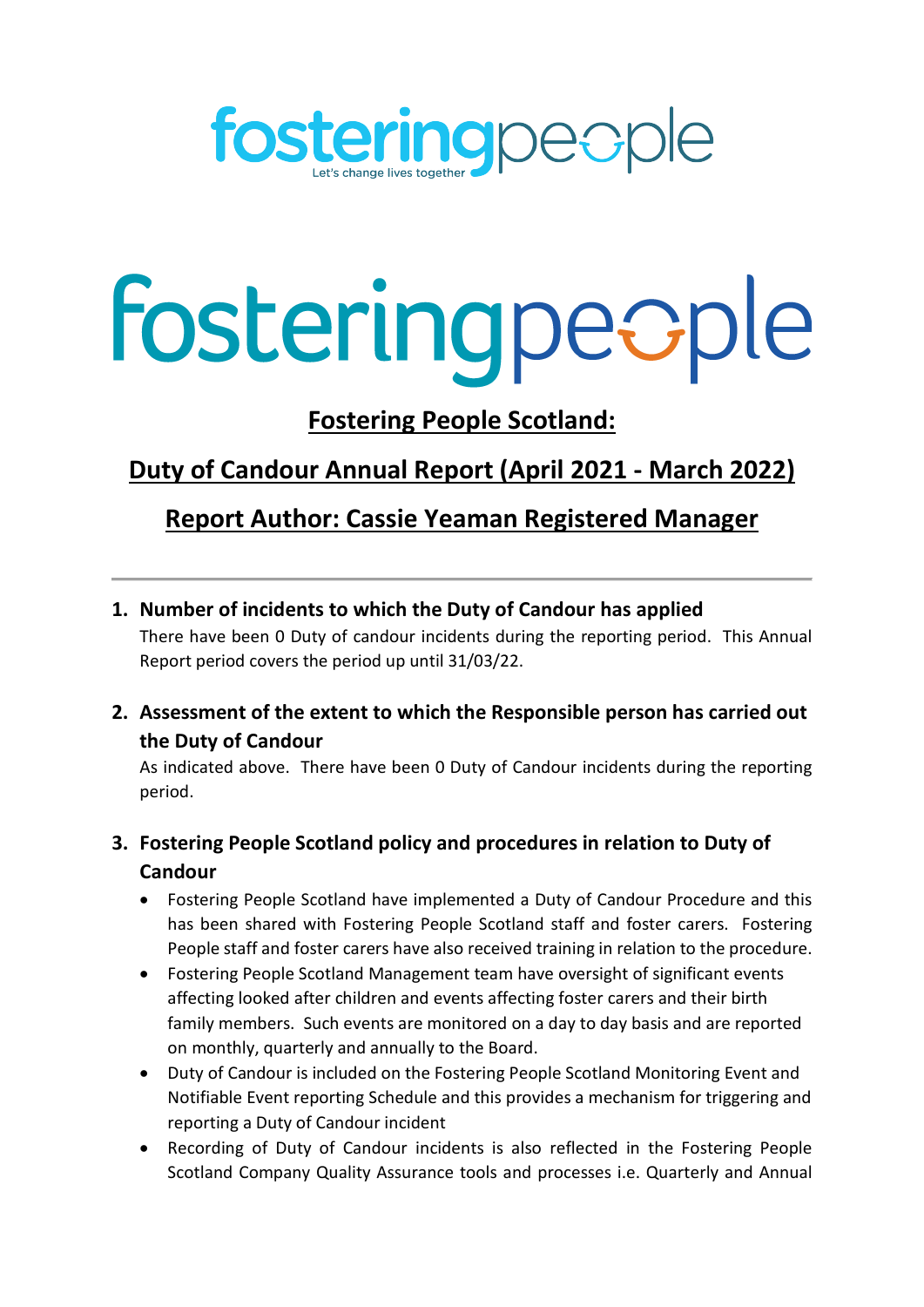fosteringpeople

Let's change lives together

fosteringpeople

# Fostering People Scotland:

## Duty of Candour Annual Report (April 2021 - March 2022)

## Report Author: Cassie Yeaman Registered Manager

---

1. **Number of incidents to which the Duty of Candour has applied**

   There have been 0 Duty of candour incidents during the reporting period. This Annual Report period covers the period up until 31/03/22.

2. **Assessment of the extent to which the Responsible person has carried out the Duty of Candour**

   As indicated above. There have been 0 Duty of Candour incidents during the reporting period.

3. **Fostering People Scotland policy and procedures in relation to Duty of Candour**

   - Fostering People Scotland have implemented a Duty of Candour Procedure and this has been shared with Fostering People Scotland staff and foster carers. Fostering People staff and foster carers have also received training in relation to the procedure.
   - Fostering People Scotland Management team have oversight of significant events affecting looked after children and events affecting foster carers and their birth family members. Such events are monitored on a day to day basis and are reported on monthly, quarterly and annually to the Board.
   - Duty of Candour is included on the Fostering People Scotland Monitoring Event and Notifiable Event reporting Schedule and this provides a mechanism for triggering and reporting a Duty of Candour incident
   - Recording of Duty of Candour incidents is also reflected in the Fostering People Scotland Company Quality Assurance tools and processes i.e. Quarterly and Annual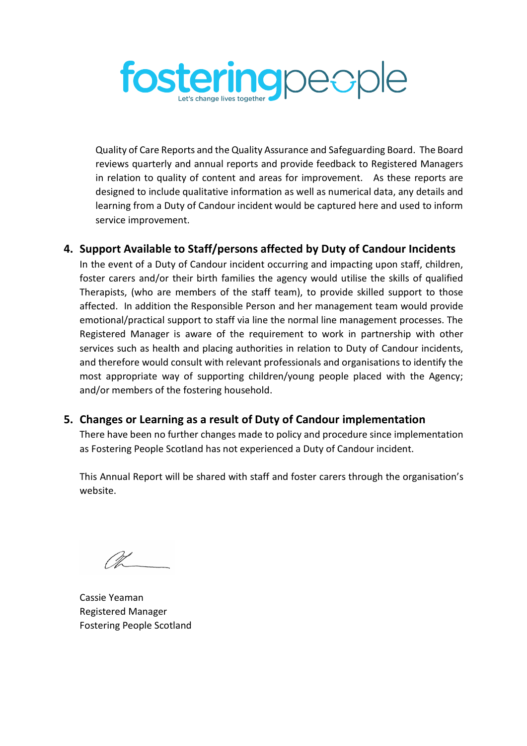Quality of Care Reports and the Quality Assurance and Safeguarding Board. The Board reviews quarterly and annual reports and provide feedback to Registered Managers in relation to quality of content and areas for improvement. As these reports are designed to include qualitative information as well as numerical data, any details and learning from a Duty of Candour incident would be captured here and used to inform service improvement.

## 4. Support Available to Staff/persons affected by Duty of Candour Incidents

In the event of a Duty of Candour incident occurring and impacting upon staff, children, foster carers and/or their birth families the agency would utilise the skills of qualified Therapists, (who are members of the staff team), to provide skilled support to those affected. In addition the Responsible Person and her management team would provide emotional/practical support to staff via line the normal line management processes. The Registered Manager is aware of the requirement to work in partnership with other services such as health and placing authorities in relation to Duty of Candour incidents, and therefore would consult with relevant professionals and organisations to identify the most appropriate way of supporting children/young people placed with the Agency; and/or members of the fostering household.

## 5. Changes or Learning as a result of Duty of Candour implementation

There have been no further changes made to policy and procedure since implementation as Fostering People Scotland has not experienced a Duty of Candour incident.

This Annual Report will be shared with staff and foster carers through the organisation's website.

Cassie Yeaman
Registered Manager
Fostering People Scotland